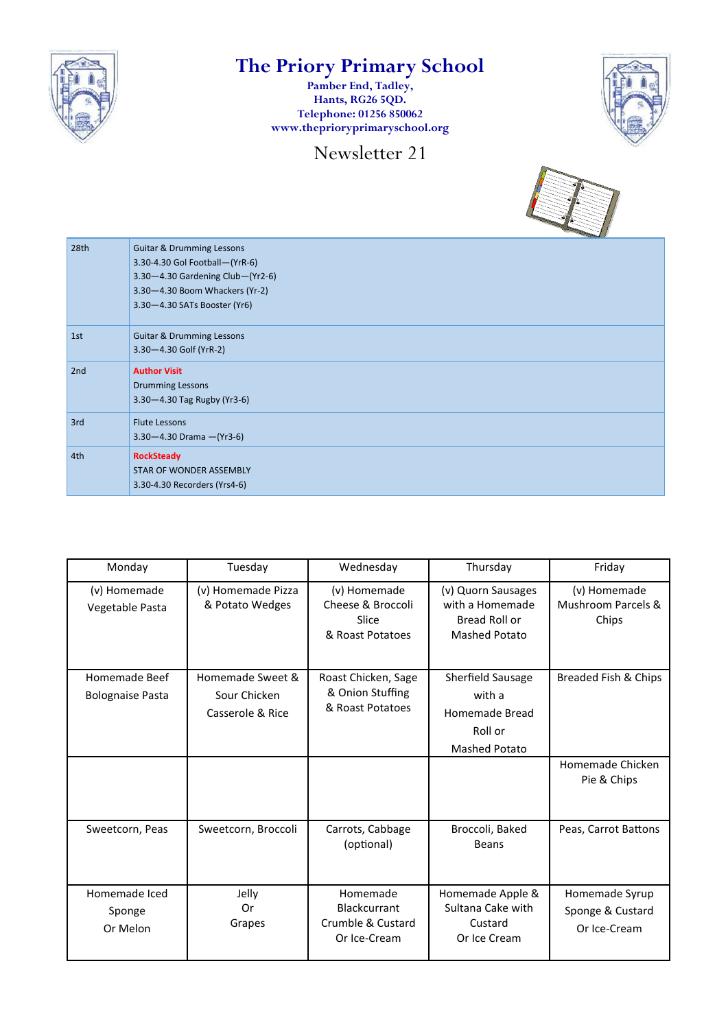# The Priory Primary School

**Pamber End, Tadley,**
**Hants, RG26 5QD.**
**Telephone: 01256 850062**
**www.theprioryprimaryschool.org**

## Newsletter 21

| | |
|---|---|
| 28th | Guitar & Drumming Lessons<br>3.30-4.30 Gol Football—(YrR-6)<br>3.30—4.30 Gardening Club—(Yr2-6)<br>3.30—4.30 Boom Whackers (Yr-2)<br>3.30—4.30 SATs Booster (Yr6) |
| 1st | Guitar & Drumming Lessons<br>3.30—4.30 Golf (YrR-2) |
| 2nd | **Author Visit**<br>Drumming Lessons<br>3.30—4.30 Tag Rugby (Yr3-6) |
| 3rd | Flute Lessons<br>3.30—4.30 Drama —(Yr3-6) |
| 4th | **RockSteady**<br>STAR OF WONDER ASSEMBLY<br>3.30-4.30 Recorders (Yrs4-6) |

| Monday | Tuesday | Wednesday | Thursday | Friday |
|---|---|---|---|---|
| (v) Homemade Vegetable Pasta | (v) Homemade Pizza & Potato Wedges | (v) Homemade Cheese & Broccoli Slice & Roast Potatoes | (v) Quorn Sausages with a Homemade Bread Roll or Mashed Potato | (v) Homemade Mushroom Parcels & Chips |
| Homemade Beef Bolognaise Pasta | Homemade Sweet & Sour Chicken Casserole & Rice | Roast Chicken, Sage & Onion Stuffing & Roast Potatoes | Sherfield Sausage with a Homemade Bread Roll or Mashed Potato | Breaded Fish & Chips |
| | | | | Homemade Chicken Pie & Chips |
| Sweetcorn, Peas | Sweetcorn, Broccoli | Carrots, Cabbage (optional) | Broccoli, Baked Beans | Peas, Carrot Battons |
| Homemade Iced Sponge Or Melon | Jelly Or Grapes | Homemade Blackcurrant Crumble & Custard Or Ice-Cream | Homemade Apple & Sultana Cake with Custard Or Ice Cream | Homemade Syrup Sponge & Custard Or Ice-Cream |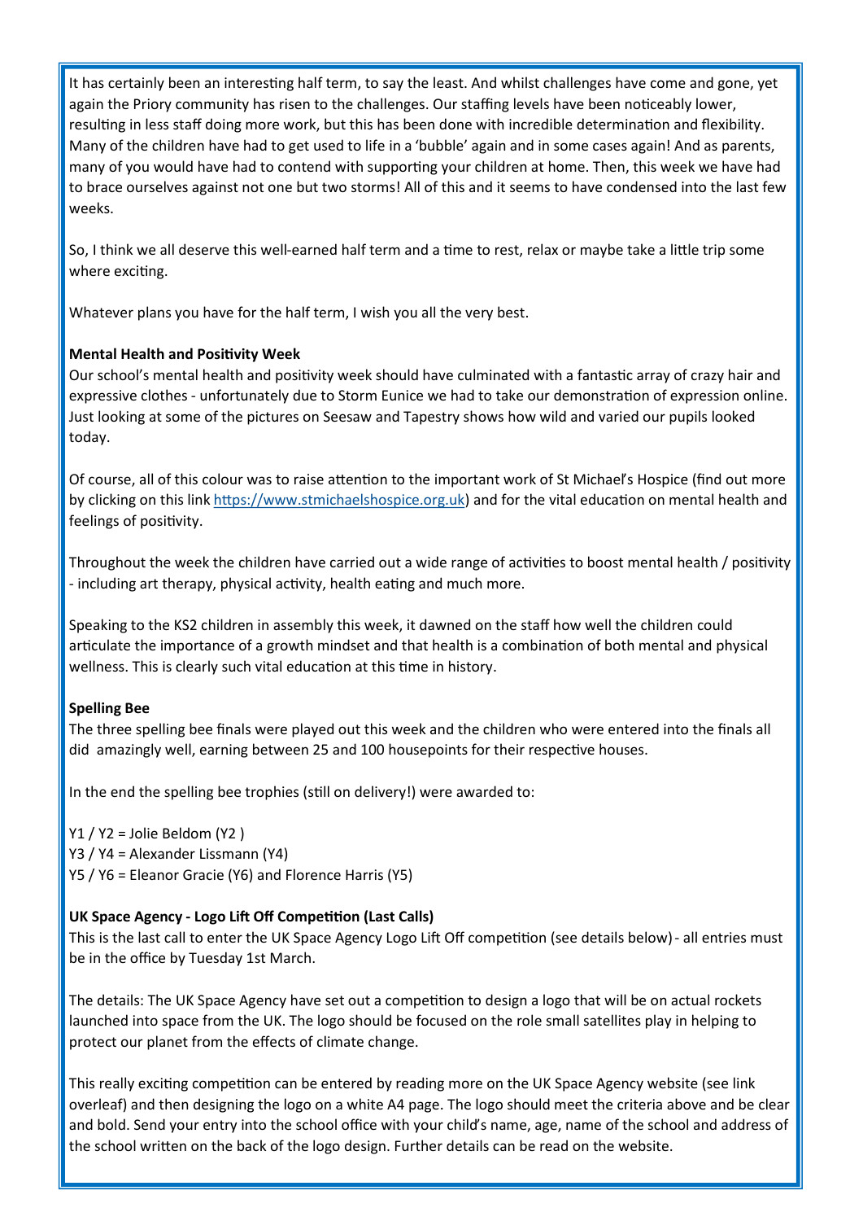It has certainly been an interesting half term, to say the least. And whilst challenges have come and gone, yet again the Priory community has risen to the challenges. Our staffing levels have been noticeably lower, resulting in less staff doing more work, but this has been done with incredible determination and flexibility. Many of the children have had to get used to life in a 'bubble' again and in some cases again! And as parents, many of you would have had to contend with supporting your children at home. Then, this week we have had to brace ourselves against not one but two storms! All of this and it seems to have condensed into the last few weeks.

So, I think we all deserve this well-earned half term and a time to rest, relax or maybe take a little trip some where exciting.

Whatever plans you have for the half term, I wish you all the very best.

**Mental Health and Positivity Week**

Our school's mental health and positivity week should have culminated with a fantastic array of crazy hair and expressive clothes - unfortunately due to Storm Eunice we had to take our demonstration of expression online. Just looking at some of the pictures on Seesaw and Tapestry shows how wild and varied our pupils looked today.

Of course, all of this colour was to raise attention to the important work of St Michael's Hospice (find out more by clicking on this link https://www.stmichaelshospice.org.uk) and for the vital education on mental health and feelings of positivity.

Throughout the week the children have carried out a wide range of activities to boost mental health / positivity - including art therapy, physical activity, health eating and much more.

Speaking to the KS2 children in assembly this week, it dawned on the staff how well the children could articulate the importance of a growth mindset and that health is a combination of both mental and physical wellness. This is clearly such vital education at this time in history.

**Spelling Bee**

The three spelling bee finals were played out this week and the children who were entered into the finals all did amazingly well, earning between 25 and 100 housepoints for their respective houses.

In the end the spelling bee trophies (still on delivery!) were awarded to:

Y1 / Y2 = Jolie Beldom (Y2 )
Y3 / Y4 = Alexander Lissmann (Y4)
Y5 / Y6 = Eleanor Gracie (Y6) and Florence Harris (Y5)

**UK Space Agency - Logo Lift Off Competition (Last Calls)**

This is the last call to enter the UK Space Agency Logo Lift Off competition (see details below) - all entries must be in the office by Tuesday 1st March.

The details: The UK Space Agency have set out a competition to design a logo that will be on actual rockets launched into space from the UK. The logo should be focused on the role small satellites play in helping to protect our planet from the effects of climate change.

This really exciting competition can be entered by reading more on the UK Space Agency website (see link overleaf) and then designing the logo on a white A4 page. The logo should meet the criteria above and be clear and bold. Send your entry into the school office with your child's name, age, name of the school and address of the school written on the back of the logo design. Further details can be read on the website.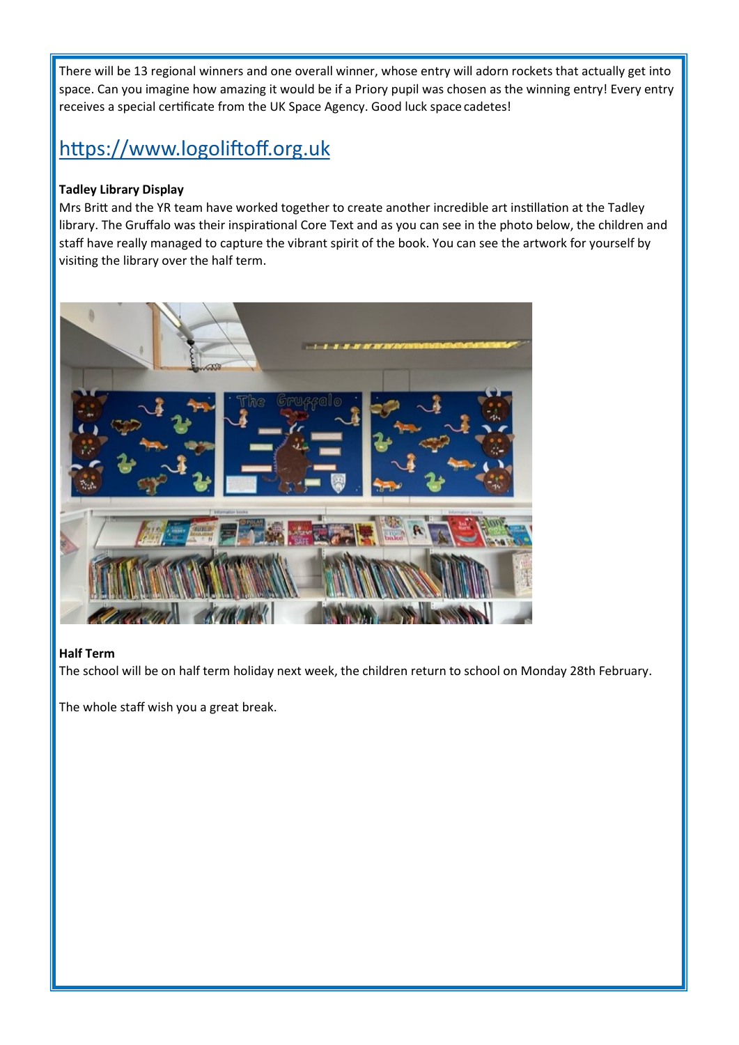There will be 13 regional winners and one overall winner, whose entry will adorn rockets that actually get into space. Can you imagine how amazing it would be if a Priory pupil was chosen as the winning entry! Every entry receives a special certificate from the UK Space Agency. Good luck space cadetes!

## https://www.logoliftoff.org.uk

**Tadley Library Display**

Mrs Britt and the YR team have worked together to create another incredible art instillation at the Tadley library. The Gruffalo was their inspirational Core Text and as you can see in the photo below, the children and staff have really managed to capture the vibrant spirit of the book. You can see the artwork for yourself by visiting the library over the half term.

**Half Term**

The school will be on half term holiday next week, the children return to school on Monday 28th February.

The whole staff wish you a great break.